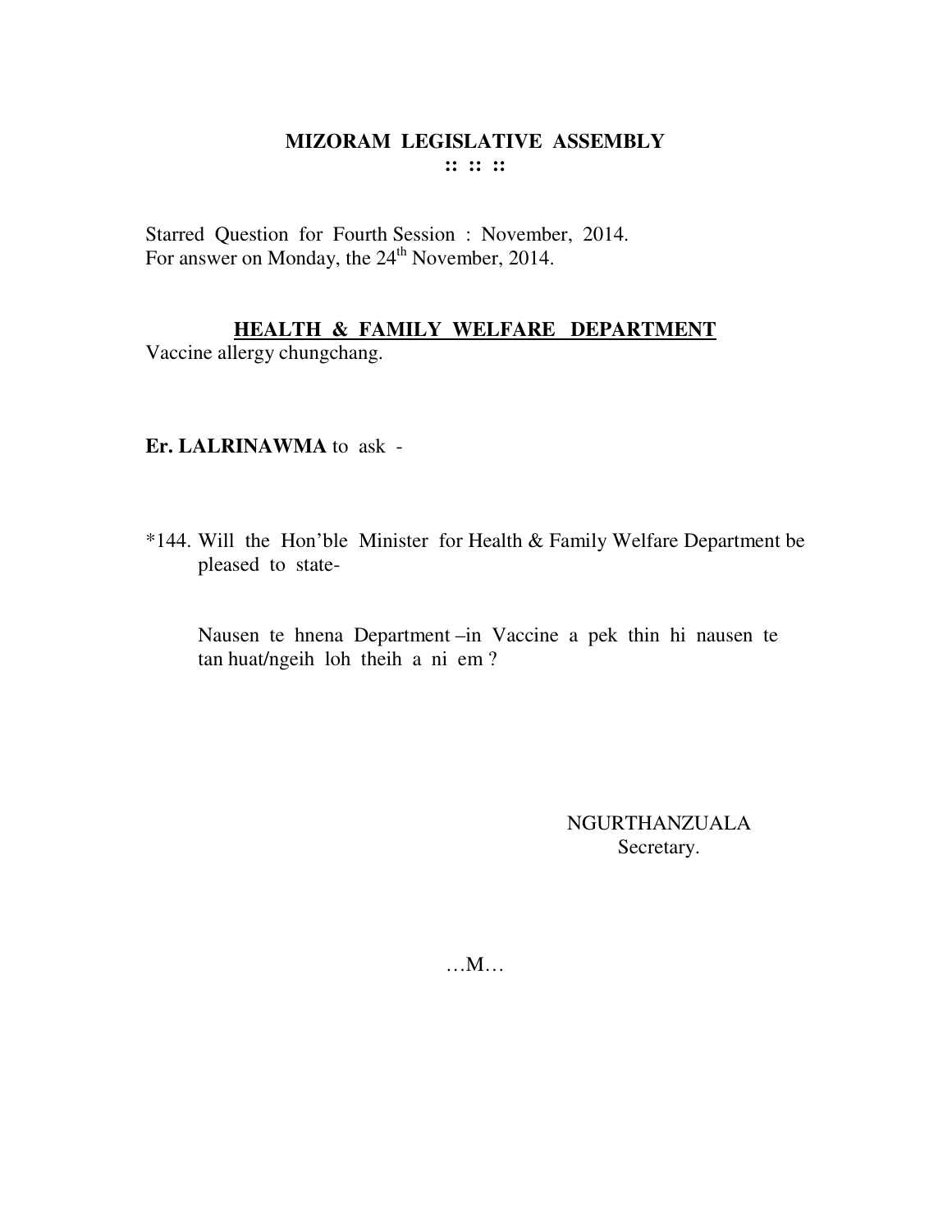# MIZORAM LEGISLATIVE ASSEMBLY

:: :: ::

Starred Question for Fourth Session : November, 2014.
For answer on Monday, the 24th November, 2014.

## HEALTH & FAMILY WELFARE DEPARTMENT

Vaccine allergy chungchang.

**Er. LALRINAWMA** to ask -

*144. Will the Hon'ble Minister for Health & Family Welfare Department be pleased to state-

Nausen te hnena Department –in Vaccine a pek thin hi nausen te tan huat/ngeih loh theih a ni em ?

NGURTHANZUALA
Secretary.

…M…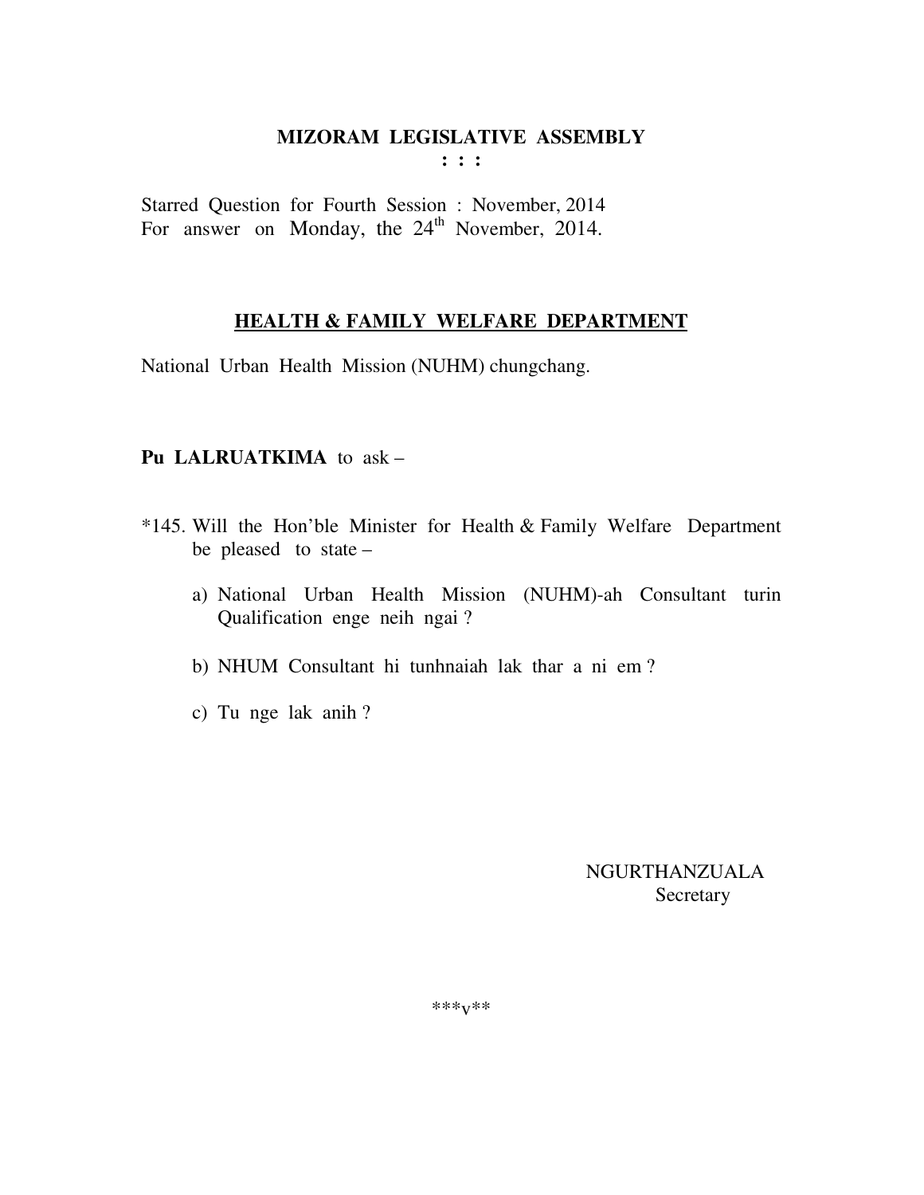# MIZORAM LEGISLATIVE ASSEMBLY

: : :

Starred Question for Fourth Session : November, 2014
For answer on Monday, the 24th November, 2014.

## HEALTH & FAMILY WELFARE DEPARTMENT

National Urban Health Mission (NUHM) chungchang.

**Pu LALRUATKIMA** to ask –

*145. Will the Hon'ble Minister for Health & Family Welfare Department be pleased to state –

a) National Urban Health Mission (NUHM)-ah Consultant turin Qualification enge neih ngai ?

b) NHUM Consultant hi tunhnaiah lak thar a ni em ?

c) Tu nge lak anih ?

NGURTHANZUALA
Secretary

***v**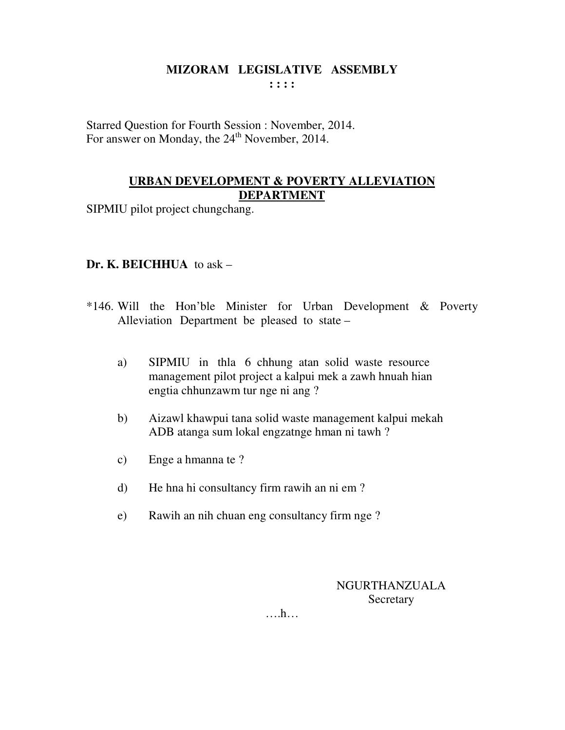**MIZORAM LEGISLATIVE ASSEMBLY**
**: : : :**

Starred Question for Fourth Session : November, 2014.
For answer on Monday, the 24th November, 2014.

**URBAN DEVELOPMENT & POVERTY ALLEVIATION DEPARTMENT**

SIPMIU pilot project chungchang.

**Dr. K. BEICHHUA** to ask –

*146. Will the Hon'ble Minister for Urban Development & Poverty Alleviation Department be pleased to state –

a) SIPMIU in thla 6 chhung atan solid waste resource management pilot project a kalpui mek a zawh hnuah hian engtia chhunzawm tur nge ni ang ?

b) Aizawl khawpui tana solid waste management kalpui mekah ADB atanga sum lokal engzatnge hman ni tawh ?

c) Enge a hmanna te ?

d) He hna hi consultancy firm rawih an ni em ?

e) Rawih an nih chuan eng consultancy firm nge ?

NGURTHANZUALA
Secretary

….h…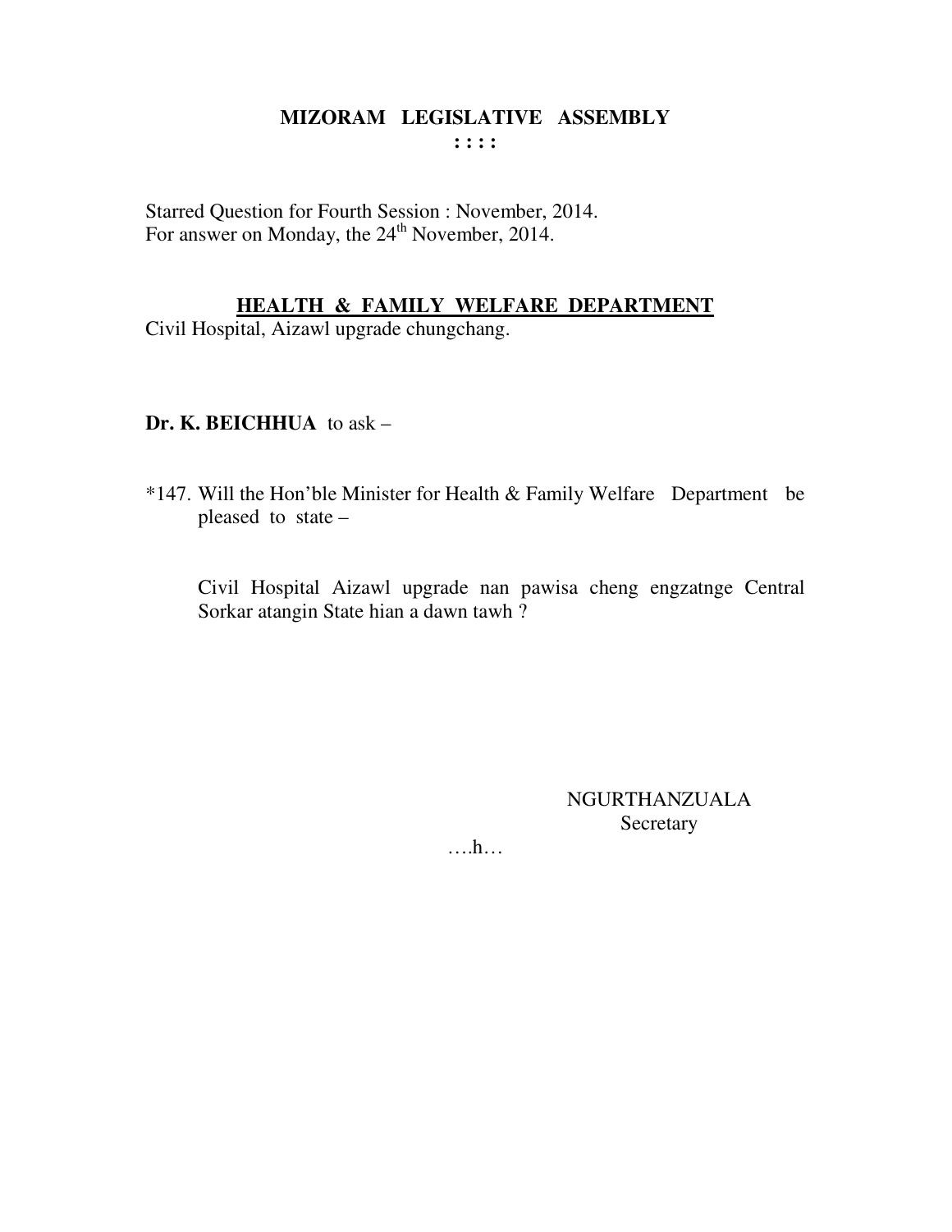**MIZORAM LEGISLATIVE ASSEMBLY**
**: : : :**

Starred Question for Fourth Session : November, 2014.
For answer on Monday, the 24th November, 2014.

**HEALTH & FAMILY WELFARE DEPARTMENT**
Civil Hospital, Aizawl upgrade chungchang.

**Dr. K. BEICHHUA** to ask –

*147. Will the Hon'ble Minister for Health & Family Welfare Department be pleased to state –

Civil Hospital Aizawl upgrade nan pawisa cheng engzatnge Central Sorkar atangin State hian a dawn tawh ?

NGURTHANZUALA
Secretary

….h…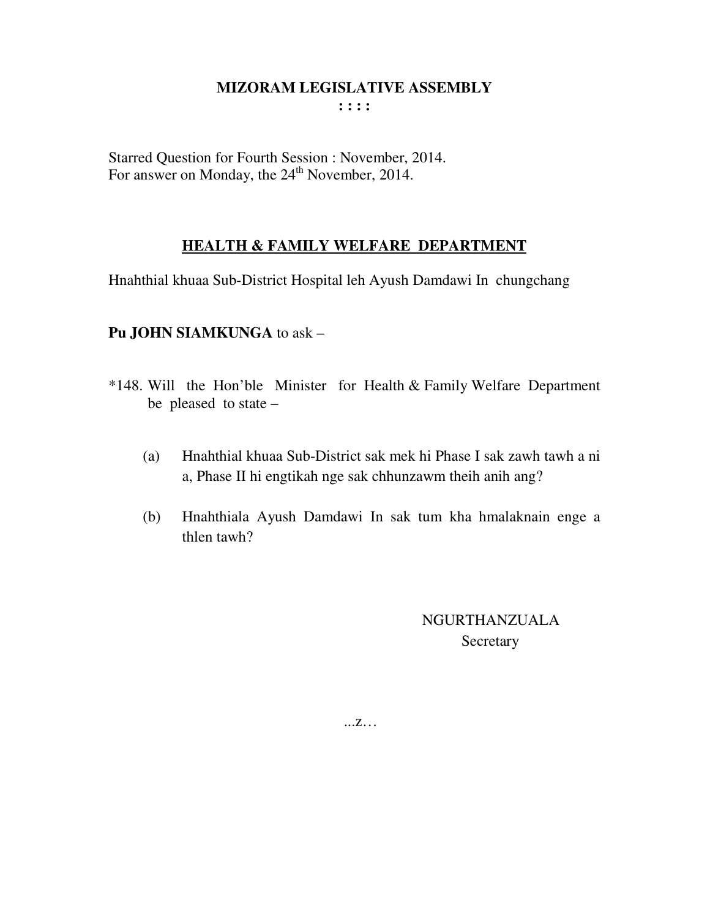# MIZORAM LEGISLATIVE ASSEMBLY

**: : : :**

Starred Question for Fourth Session : November, 2014.
For answer on Monday, the 24th November, 2014.

## HEALTH & FAMILY WELFARE DEPARTMENT

Hnahthial khuaa Sub-District Hospital leh Ayush Damdawi In chungchang

**Pu JOHN SIAMKUNGA** to ask –

*148. Will the Hon'ble Minister for Health & Family Welfare Department be pleased to state –

(a) Hnahthial khuaa Sub-District sak mek hi Phase I sak zawh tawh a ni a, Phase II hi engtikah nge sak chhunzawm theih anih ang?

(b) Hnahthiala Ayush Damdawi In sak tum kha hmalaknain enge a thlen tawh?

NGURTHANZUALA
Secretary

...z…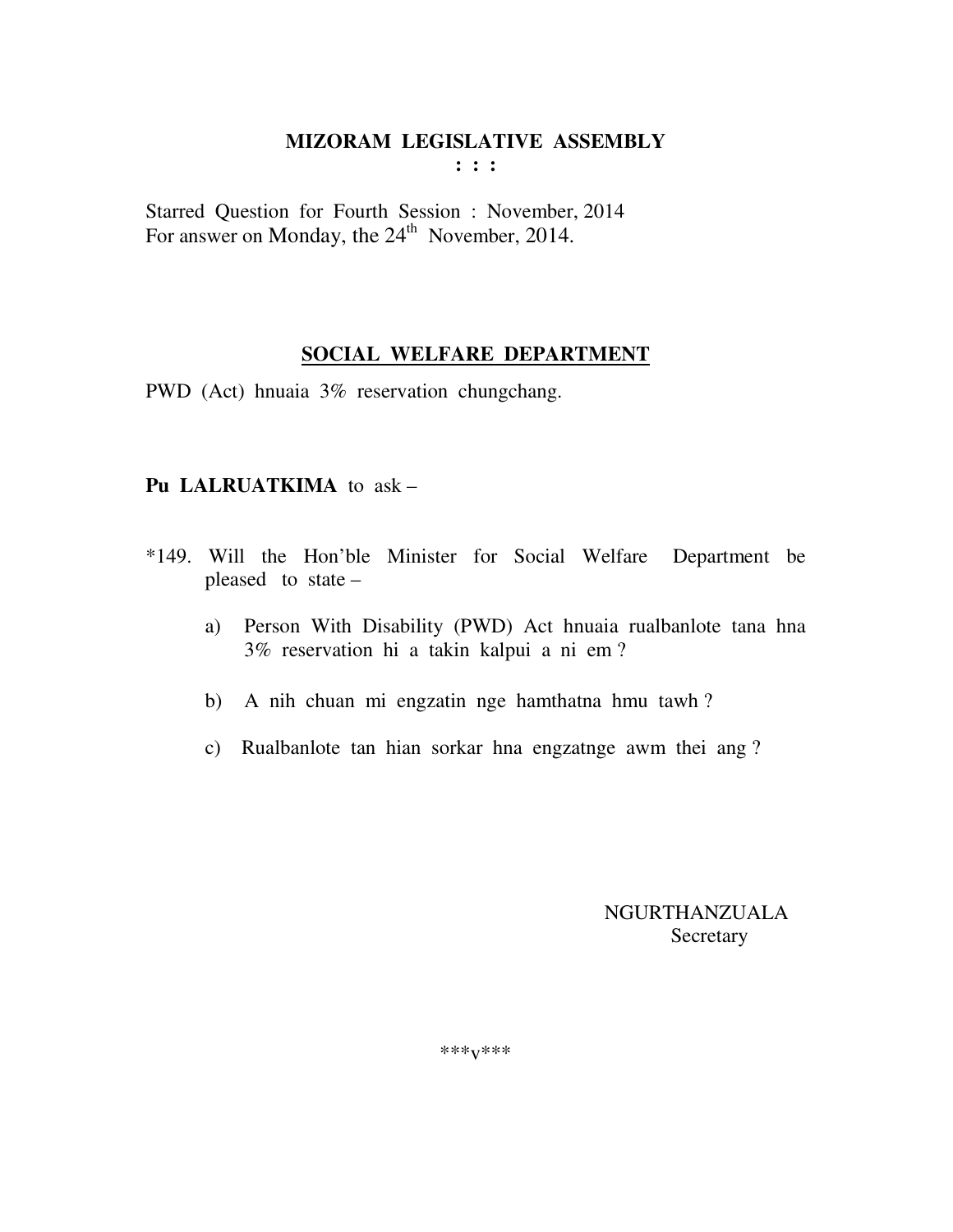**MIZORAM LEGISLATIVE ASSEMBLY**
**: : :**

Starred Question for Fourth Session : November, 2014
For answer on Monday, the 24th November, 2014.

## SOCIAL WELFARE DEPARTMENT

PWD (Act) hnuaia 3% reservation chungchang.

**Pu LALRUATKIMA** to ask –

*149. Will the Hon'ble Minister for Social Welfare Department be pleased to state –

a) Person With Disability (PWD) Act hnuaia rualbanlote tana hna 3% reservation hi a takin kalpui a ni em ?

b) A nih chuan mi engzatin nge hamthatna hmu tawh ?

c) Rualbanlote tan hian sorkar hna engzatnge awm thei ang ?

NGURTHANZUALA
Secretary

***v***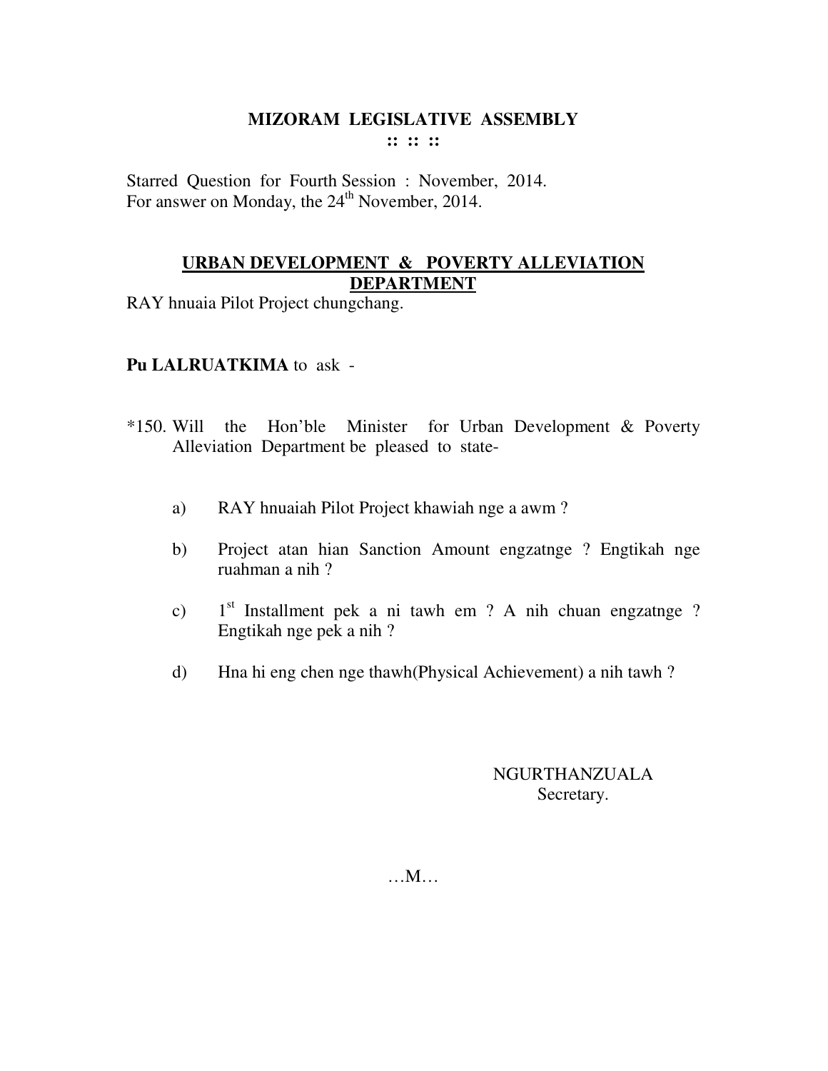# MIZORAM LEGISLATIVE ASSEMBLY

**:: :: ::**

Starred Question for Fourth Session : November, 2014.
For answer on Monday, the 24th November, 2014.

## URBAN DEVELOPMENT & POVERTY ALLEVIATION DEPARTMENT

RAY hnuaia Pilot Project chungchang.

**Pu LALRUATKIMA** to ask -

*150. Will the Hon'ble Minister for Urban Development & Poverty Alleviation Department be pleased to state-

a) RAY hnuaiah Pilot Project khawiah nge a awm ?

b) Project atan hian Sanction Amount engzatnge ? Engtikah nge ruahman a nih ?

c) 1st Installment pek a ni tawh em ? A nih chuan engzatnge ? Engtikah nge pek a nih ?

d) Hna hi eng chen nge thawh(Physical Achievement) a nih tawh ?

NGURTHANZUALA
Secretary.

…M…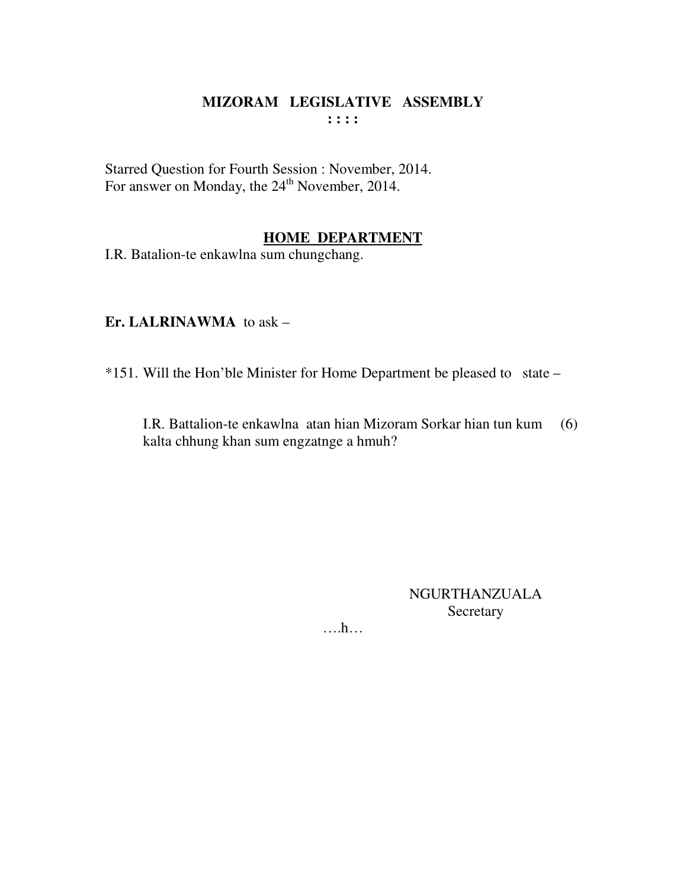# MIZORAM LEGISLATIVE ASSEMBLY

**: : : :**

Starred Question for Fourth Session : November, 2014.
For answer on Monday, the 24th November, 2014.

## HOME DEPARTMENT

I.R. Batalion-te enkawlna sum chungchang.

**Er. LALRINAWMA** to ask –

*151. Will the Hon'ble Minister for Home Department be pleased to state –

I.R. Battalion-te enkawlna atan hian Mizoram Sorkar hian tun kum (6) kalta chhung khan sum engzatnge a hmuh?

NGURTHANZUALA
Secretary

….h…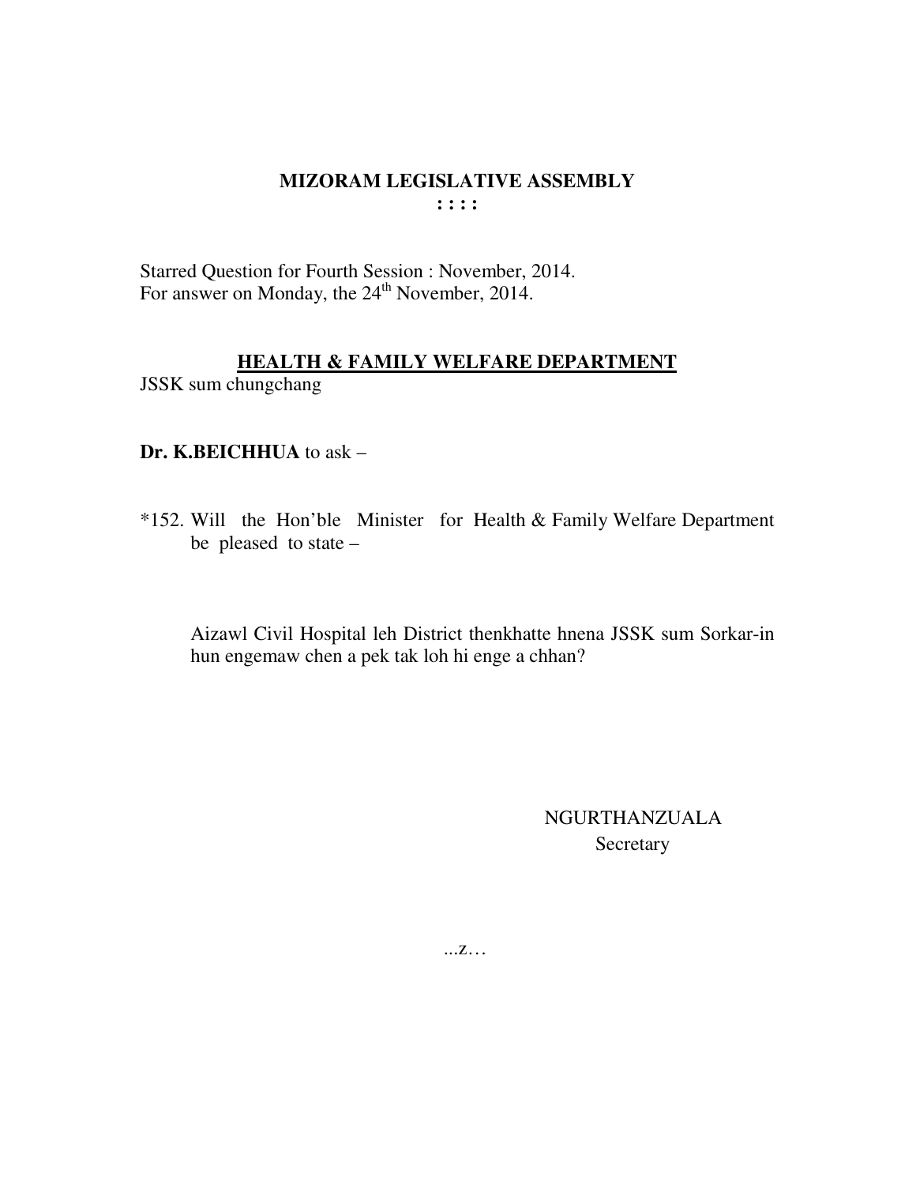# MIZORAM LEGISLATIVE ASSEMBLY

**: : : :**

Starred Question for Fourth Session : November, 2014.
For answer on Monday, the 24th November, 2014.

## HEALTH & FAMILY WELFARE DEPARTMENT

JSSK sum chungchang

**Dr. K.BEICHHUA** to ask –

*152. Will the Hon'ble Minister for Health & Family Welfare Department be pleased to state –

Aizawl Civil Hospital leh District thenkhatte hnena JSSK sum Sorkar-in hun engemaw chen a pek tak loh hi enge a chhan?

NGURTHANZUALA
Secretary

...z…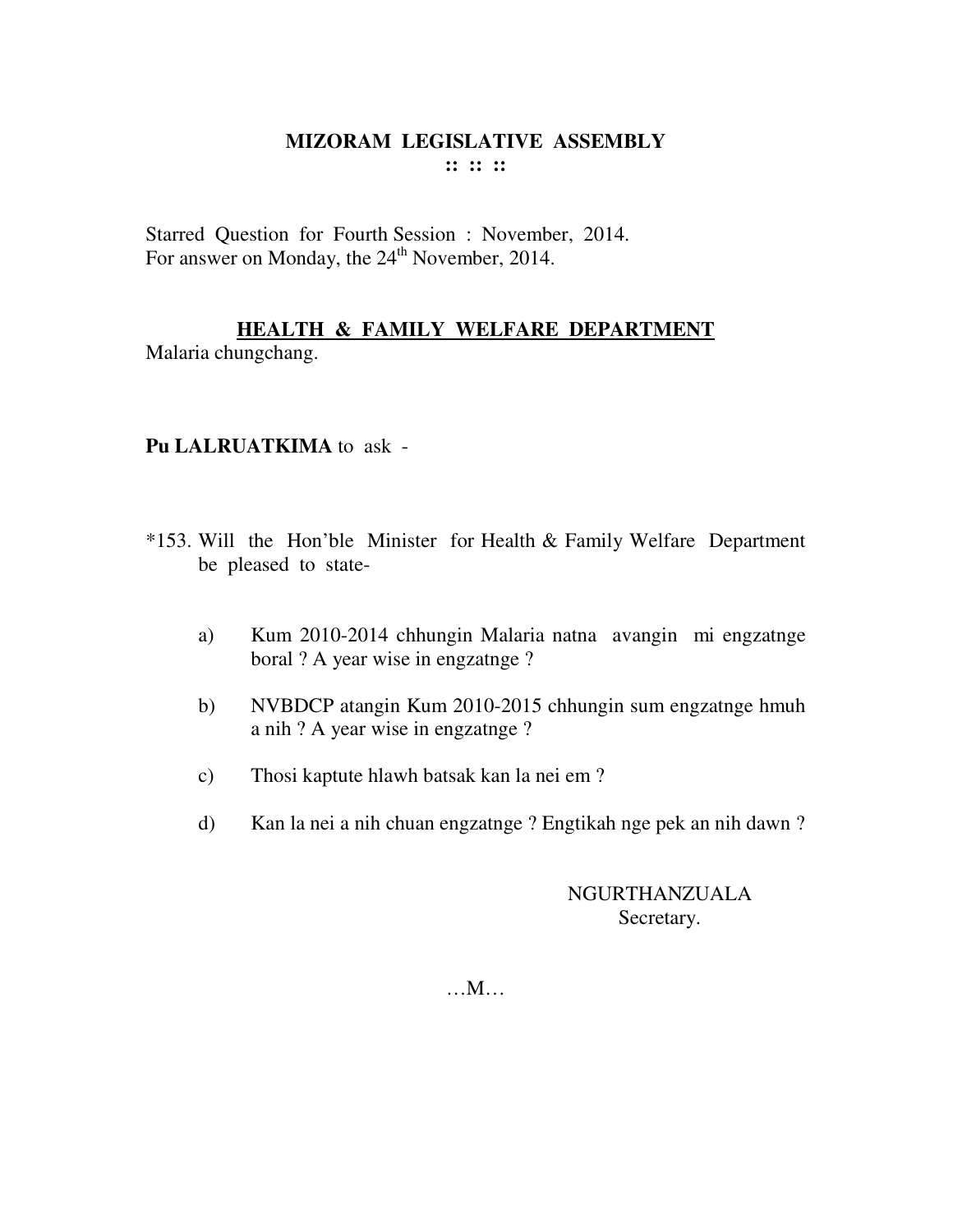# MIZORAM LEGISLATIVE ASSEMBLY

:: :: ::

Starred Question for Fourth Session : November, 2014.
For answer on Monday, the 24th November, 2014.

## HEALTH & FAMILY WELFARE DEPARTMENT

Malaria chungchang.

**Pu LALRUATKIMA** to ask -

*153. Will the Hon'ble Minister for Health & Family Welfare Department be pleased to state-

a) Kum 2010-2014 chhungin Malaria natna avangin mi engzatnge boral ? A year wise in engzatnge ?

b) NVBDCP atangin Kum 2010-2015 chhungin sum engzatnge hmuh a nih ? A year wise in engzatnge ?

c) Thosi kaptute hlawh batsak kan la nei em ?

d) Kan la nei a nih chuan engzatnge ? Engtikah nge pek an nih dawn ?

NGURTHANZUALA
Secretary.

…M…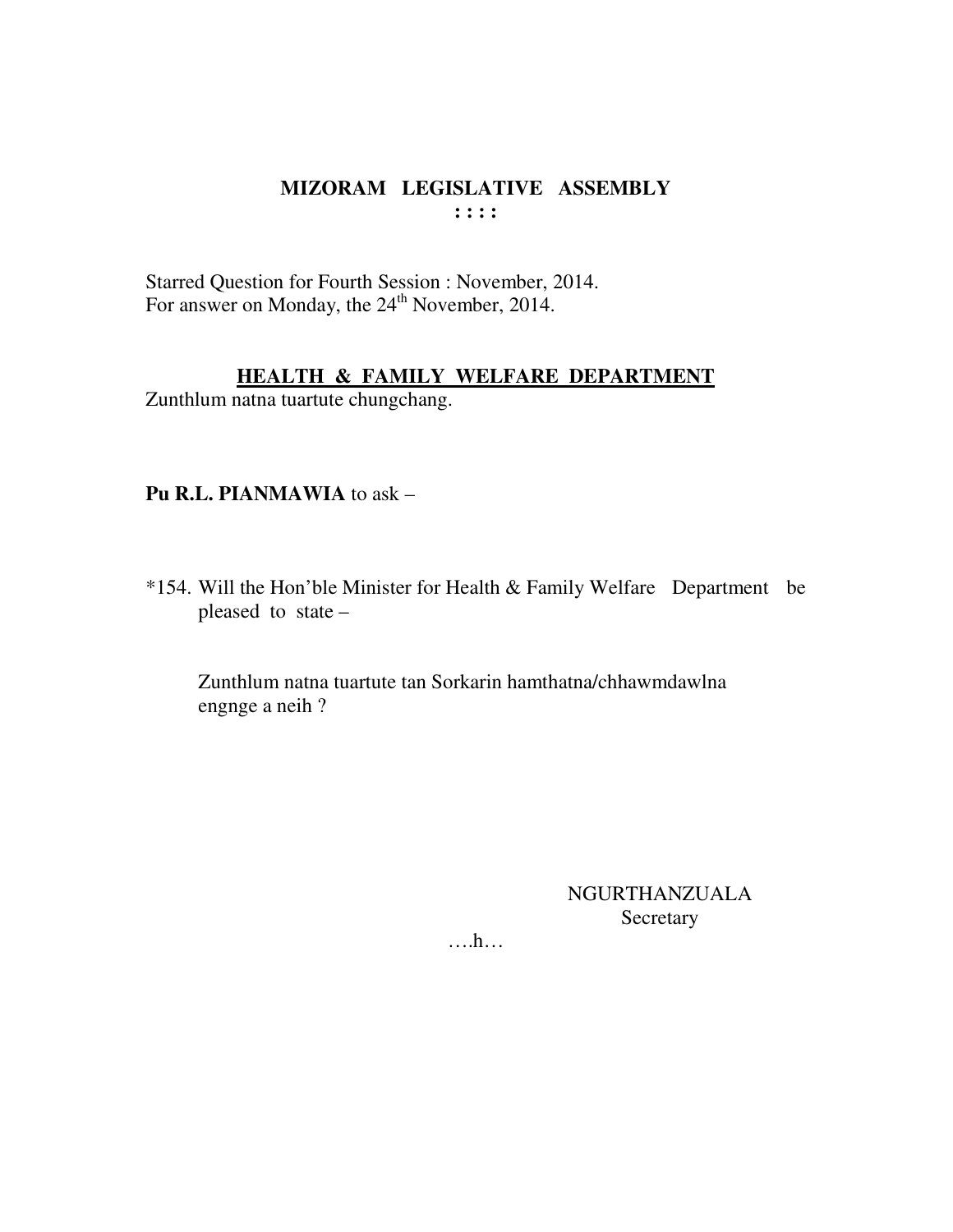# MIZORAM LEGISLATIVE ASSEMBLY

**: : : :**

Starred Question for Fourth Session : November, 2014.
For answer on Monday, the 24th November, 2014.

## HEALTH & FAMILY WELFARE DEPARTMENT

Zunthlum natna tuartute chungchang.

**Pu R.L. PIANMAWIA** to ask –

*154. Will the Hon'ble Minister for Health & Family Welfare Department be pleased to state –

Zunthlum natna tuartute tan Sorkarin hamthatna/chhawmdawlna engnge a neih ?

NGURTHANZUALA
Secretary

….h…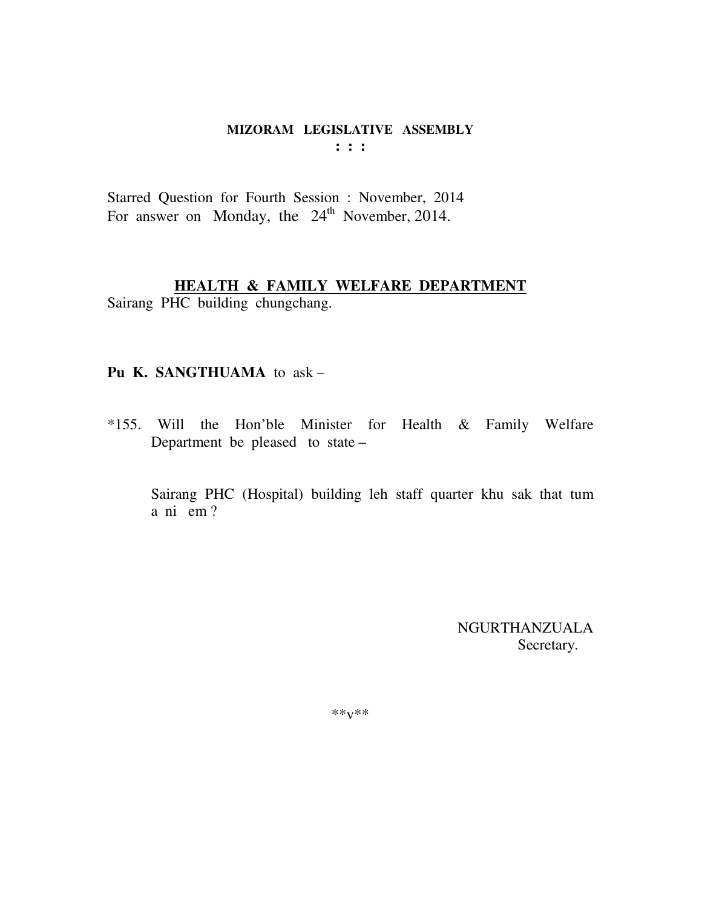**MIZORAM LEGISLATIVE ASSEMBLY**
**: : :**

Starred Question for Fourth Session : November, 2014
For answer on Monday, the 24th November, 2014.

## HEALTH & FAMILY WELFARE DEPARTMENT

Sairang PHC building chungchang.

**Pu K. SANGTHUAMA** to ask –

*155. Will the Hon'ble Minister for Health & Family Welfare Department be pleased to state –

Sairang PHC (Hospital) building leh staff quarter khu sak that tum a ni em ?

NGURTHANZUALA
Secretary.

**v**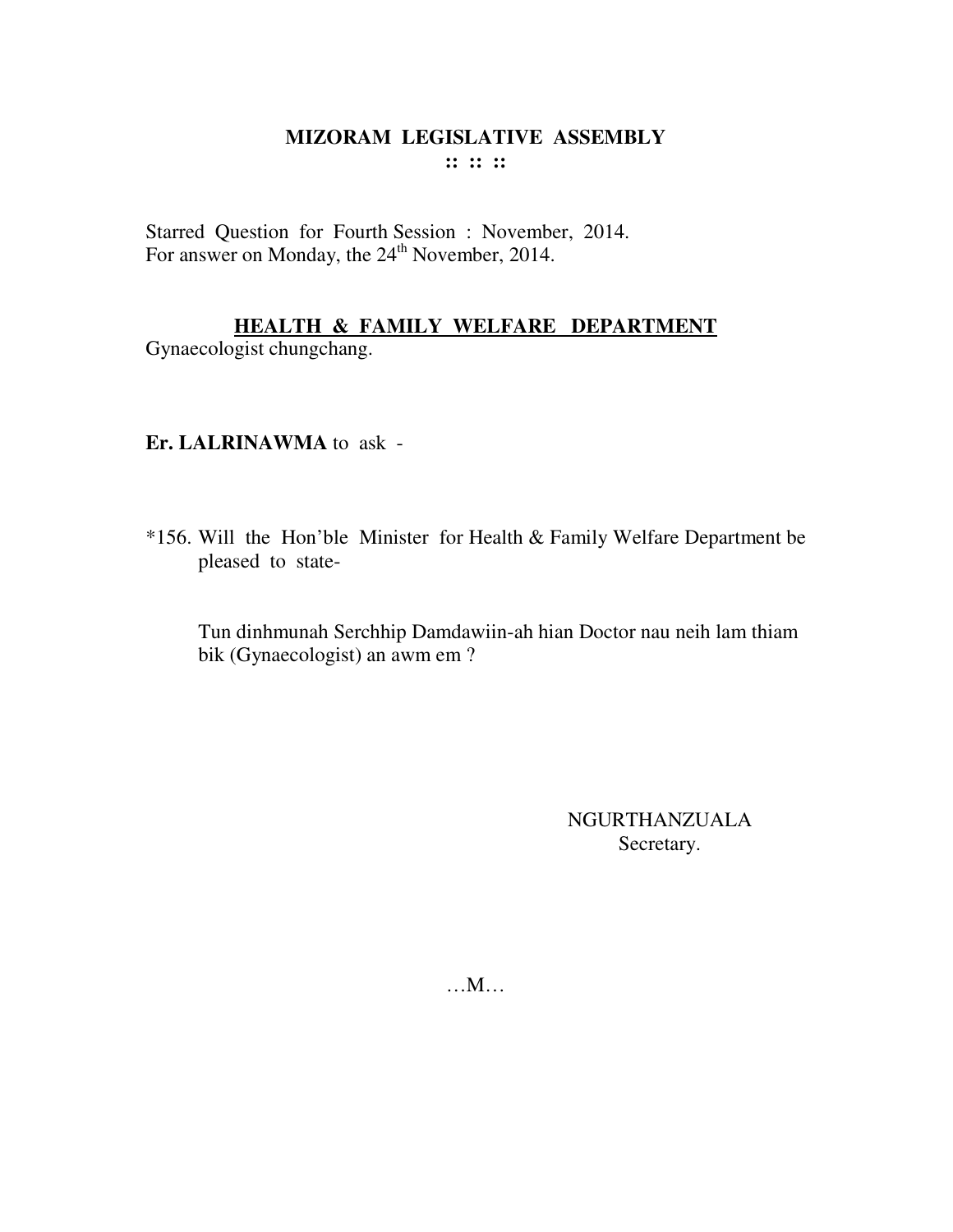# MIZORAM LEGISLATIVE ASSEMBLY

:: :: ::

Starred Question for Fourth Session : November, 2014.
For answer on Monday, the 24th November, 2014.

## HEALTH & FAMILY WELFARE DEPARTMENT

Gynaecologist chungchang.

**Er. LALRINAWMA** to ask -

*156. Will the Hon'ble Minister for Health & Family Welfare Department be pleased to state-

Tun dinhmunah Serchhip Damdawiin-ah hian Doctor nau neih lam thiam bik (Gynaecologist) an awm em ?

NGURTHANZUALA
Secretary.

…M…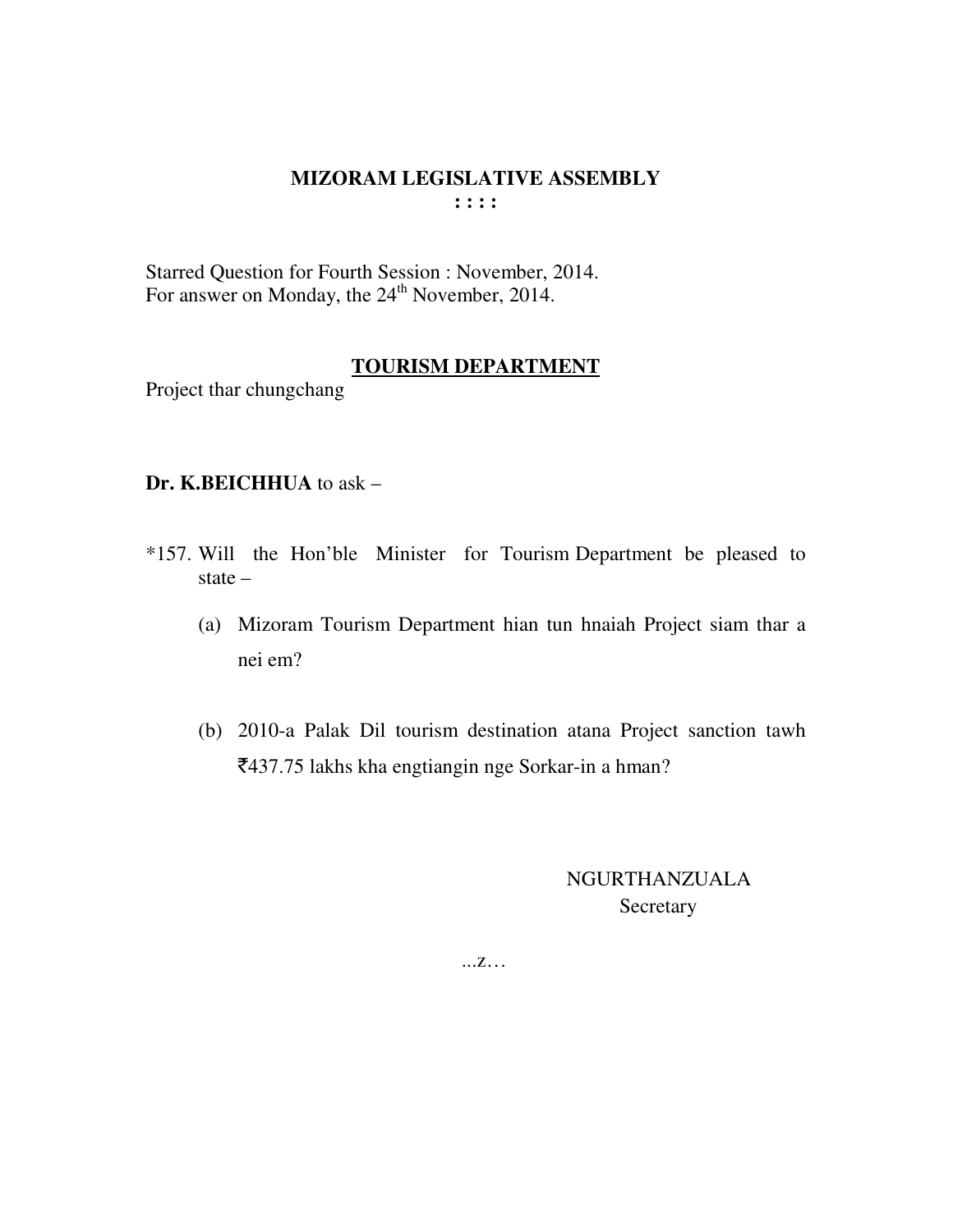# MIZORAM LEGISLATIVE ASSEMBLY

**: : : :**

Starred Question for Fourth Session : November, 2014.
For answer on Monday, the 24th November, 2014.

## TOURISM DEPARTMENT

Project thar chungchang

**Dr. K.BEICHHUA** to ask –

*157. Will the Hon'ble Minister for Tourism Department be pleased to state –

(a) Mizoram Tourism Department hian tun hnaiah Project siam thar a nei em?

(b) 2010-a Palak Dil tourism destination atana Project sanction tawh ₹437.75 lakhs kha engtiangin nge Sorkar-in a hman?

NGURTHANZUALA
Secretary

...z…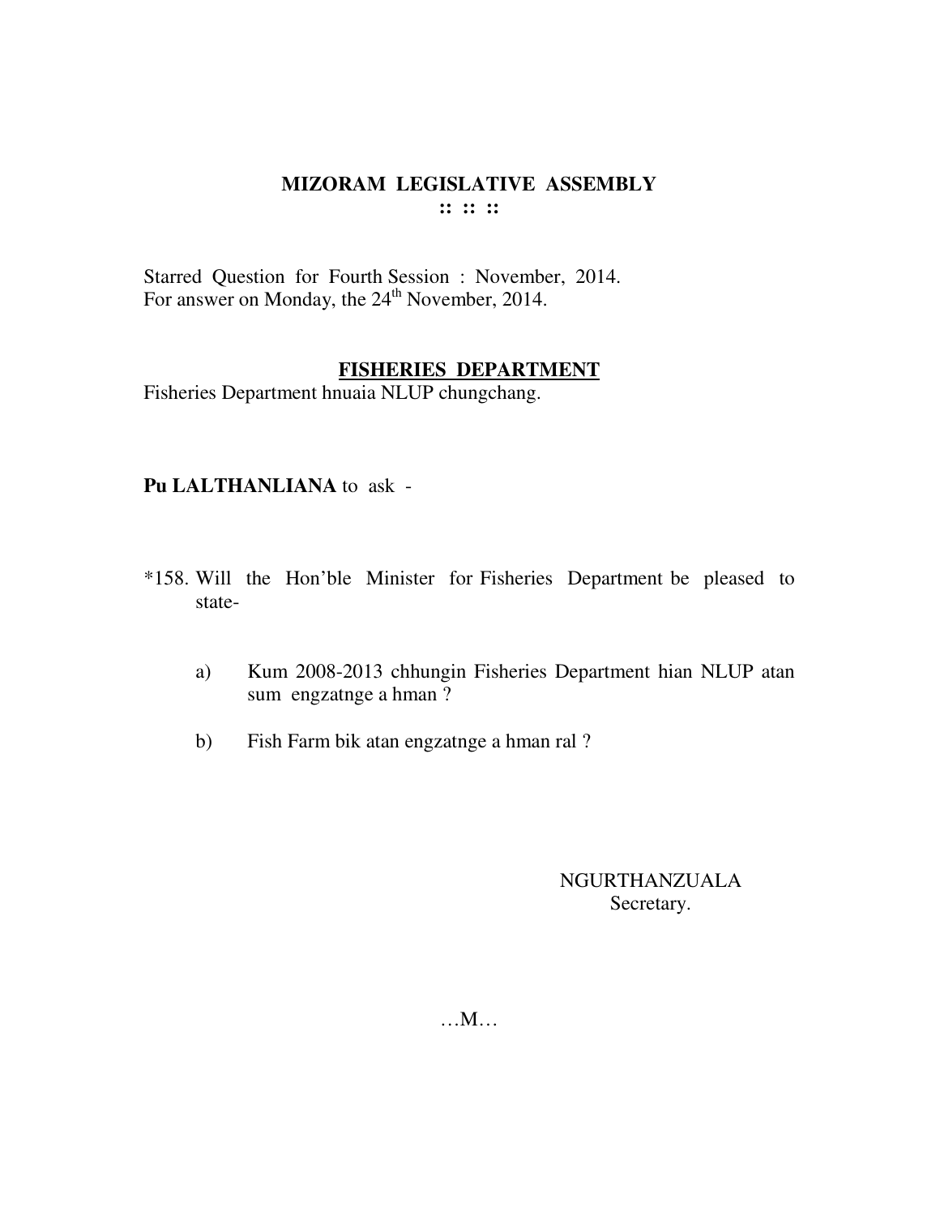# MIZORAM LEGISLATIVE ASSEMBLY

:: :: ::

Starred Question for Fourth Session : November, 2014.
For answer on Monday, the 24th November, 2014.

## FISHERIES DEPARTMENT

Fisheries Department hnuaia NLUP chungchang.

**Pu LALTHANLIANA** to ask -

*158. Will the Hon'ble Minister for Fisheries Department be pleased to state-

a) Kum 2008-2013 chhungin Fisheries Department hian NLUP atan sum engzatnge a hman ?

b) Fish Farm bik atan engzatnge a hman ral ?

NGURTHANZUALA
Secretary.

…M…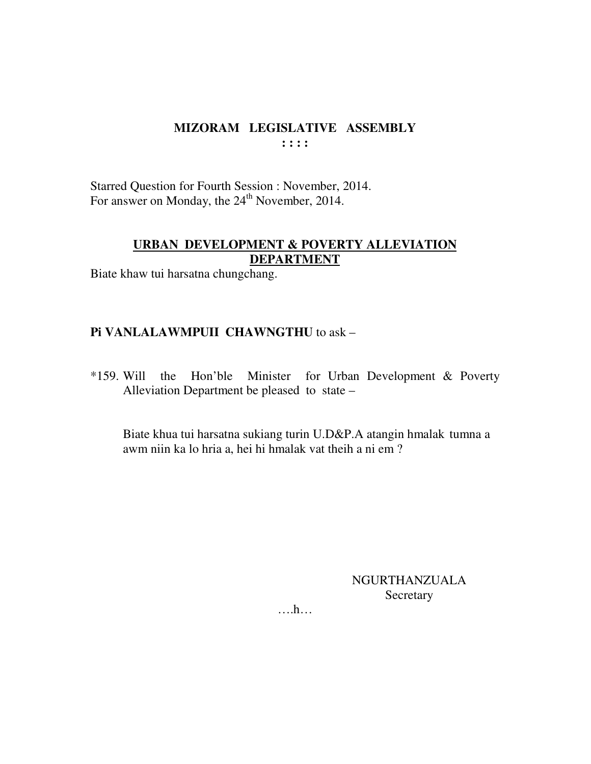# MIZORAM LEGISLATIVE ASSEMBLY

**: : : :**

Starred Question for Fourth Session : November, 2014.
For answer on Monday, the 24th November, 2014.

## URBAN DEVELOPMENT & POVERTY ALLEVIATION DEPARTMENT

Biate khaw tui harsatna chungchang.

**Pi VANLALAWMPUII CHAWNGTHU** to ask –

*159. Will the Hon'ble Minister for Urban Development & Poverty Alleviation Department be pleased to state –

Biate khua tui harsatna sukiang turin U.D&P.A atangin hmalak tumna a awm niin ka lo hria a, hei hi hmalak vat theih a ni em ?

NGURTHANZUALA
Secretary

….h…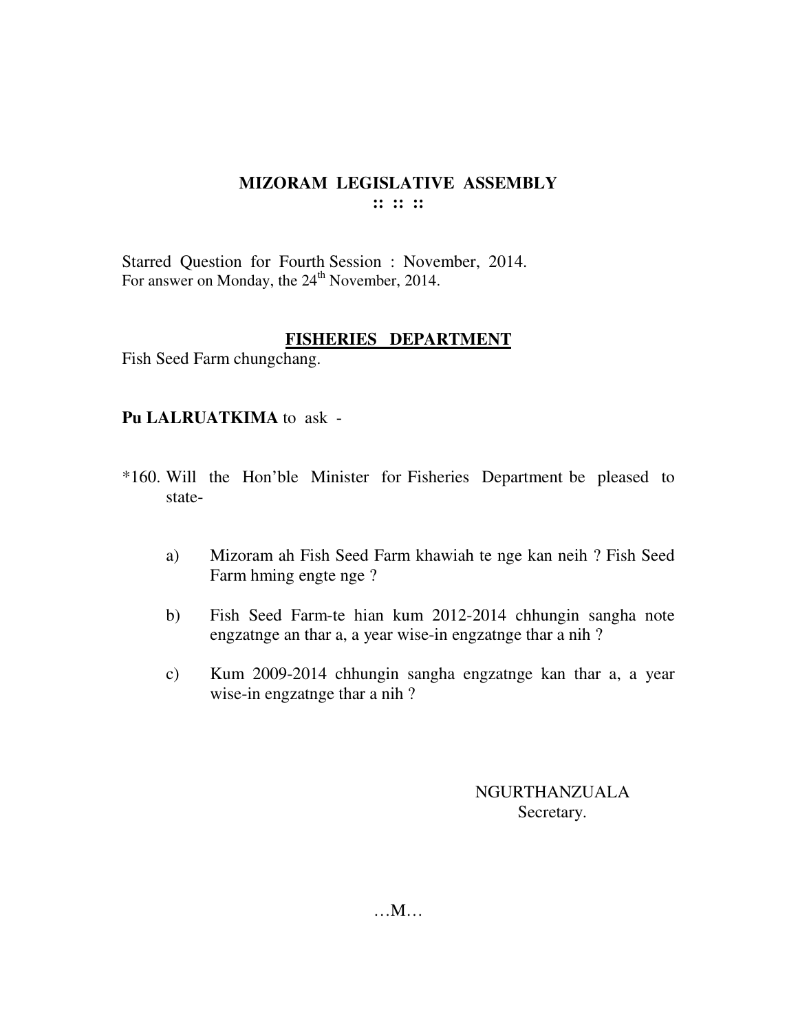# MIZORAM LEGISLATIVE ASSEMBLY

:: :: ::

Starred Question for Fourth Session : November, 2014.
For answer on Monday, the 24th November, 2014.

## FISHERIES DEPARTMENT

Fish Seed Farm chungchang.

**Pu LALRUATKIMA** to ask -

*160. Will the Hon'ble Minister for Fisheries Department be pleased to state-

a) Mizoram ah Fish Seed Farm khawiah te nge kan neih ? Fish Seed Farm hming engte nge ?

b) Fish Seed Farm-te hian kum 2012-2014 chhungin sangha note engzatnge an thar a, a year wise-in engzatnge thar a nih ?

c) Kum 2009-2014 chhungin sangha engzatnge kan thar a, a year wise-in engzatnge thar a nih ?

NGURTHANZUALA
Secretary.

…M…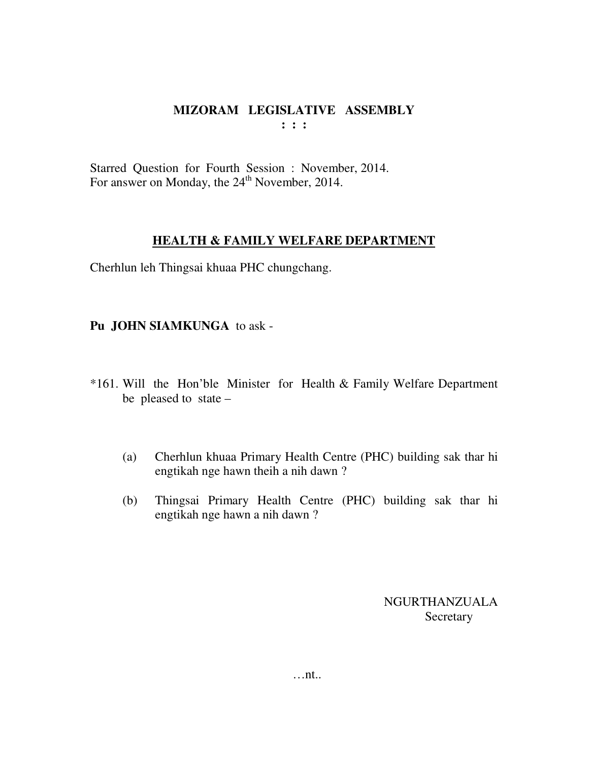# MIZORAM LEGISLATIVE ASSEMBLY

**: : :**

Starred Question for Fourth Session : November, 2014.
For answer on Monday, the 24th November, 2014.

## HEALTH & FAMILY WELFARE DEPARTMENT

Cherhlun leh Thingsai khuaa PHC chungchang.

**Pu JOHN SIAMKUNGA** to ask -

*161. Will the Hon'ble Minister for Health & Family Welfare Department be pleased to state –

(a) Cherhlun khuaa Primary Health Centre (PHC) building sak thar hi engtikah nge hawn theih a nih dawn ?

(b) Thingsai Primary Health Centre (PHC) building sak thar hi engtikah nge hawn a nih dawn ?

NGURTHANZUALA
Secretary

…nt..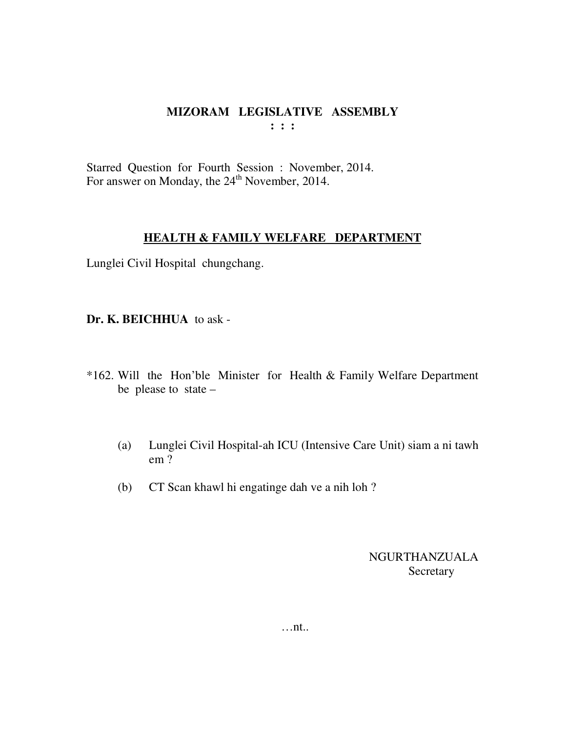# MIZORAM LEGISLATIVE ASSEMBLY

**: : :**

Starred Question for Fourth Session : November, 2014.
For answer on Monday, the 24th November, 2014.

## HEALTH & FAMILY WELFARE DEPARTMENT

Lunglei Civil Hospital chungchang.

**Dr. K. BEICHHUA** to ask -

*162. Will the Hon'ble Minister for Health & Family Welfare Department be please to state –

(a) Lunglei Civil Hospital-ah ICU (Intensive Care Unit) siam a ni tawh em ?

(b) CT Scan khawl hi engatinge dah ve a nih loh ?

NGURTHANZUALA
Secretary

…nt..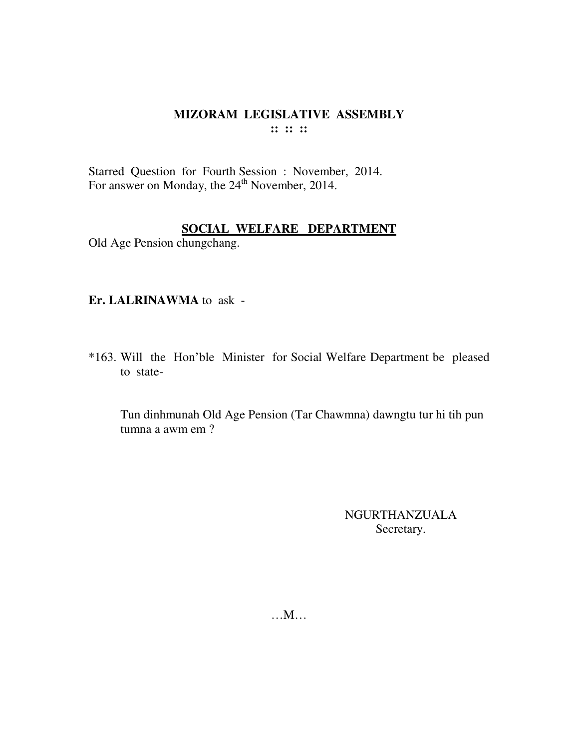# MIZORAM LEGISLATIVE ASSEMBLY

**:: :: ::**

Starred Question for Fourth Session : November, 2014.
For answer on Monday, the 24th November, 2014.

## SOCIAL WELFARE DEPARTMENT

Old Age Pension chungchang.

**Er. LALRINAWMA** to ask -

*163. Will the Hon'ble Minister for Social Welfare Department be pleased to state-

Tun dinhmunah Old Age Pension (Tar Chawmna) dawngtu tur hi tih pun tumna a awm em ?

NGURTHANZUALA
Secretary.

…M…